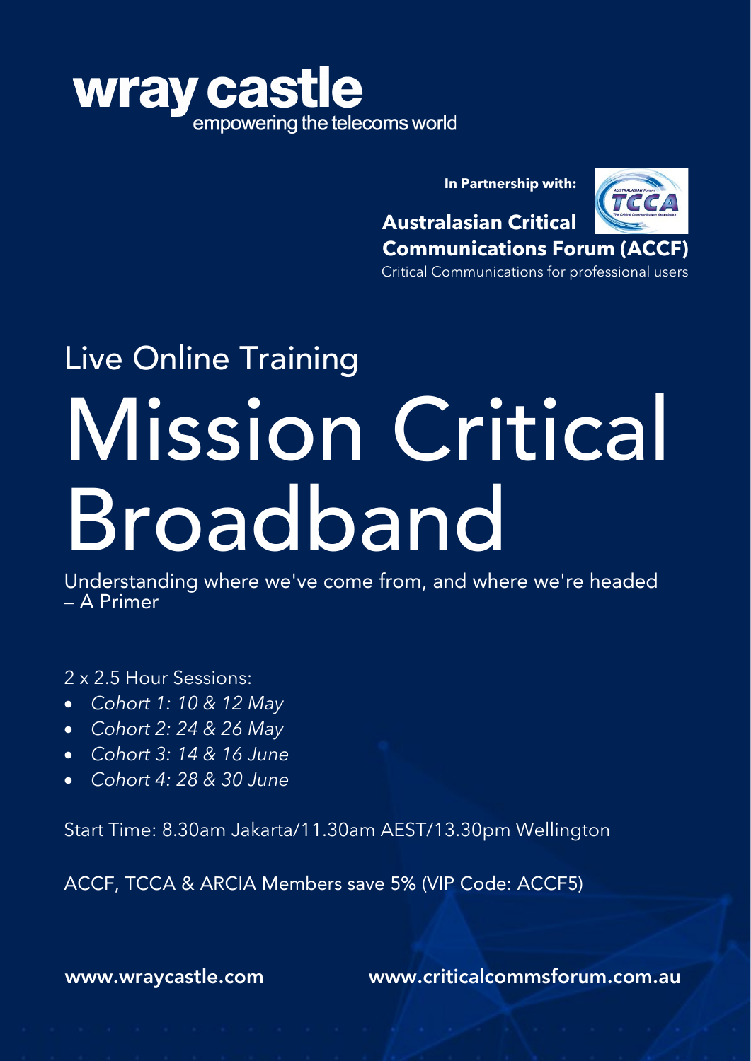**wray castle**
empowering the telecoms world

**In Partnership with:**

**Australasian Critical Communications Forum (ACCF)**
Critical Communications for professional users

## Live Online Training

# Mission Critical Broadband

Understanding where we've come from, and where we're headed – A Primer

2 x 2.5 Hour Sessions:

- *Cohort 1: 10 & 12 May*
- *Cohort 2: 24 & 26 May*
- *Cohort 3: 14 & 16 June*
- *Cohort 4: 28 & 30 June*

Start Time: 8.30am Jakarta/11.30am AEST/13.30pm Wellington

ACCF, TCCA & ARCIA Members save 5% (VIP Code: ACCF5)

**www.wraycastle.com** **www.criticalcommsforum.com.au**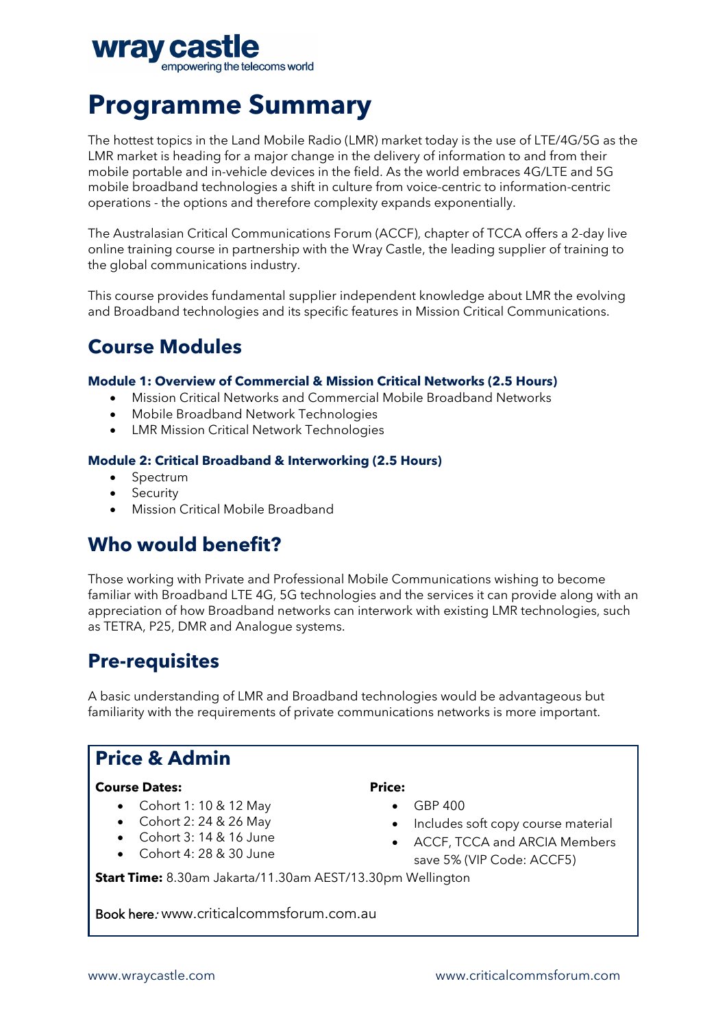**wray castle**
empowering the telecoms world

# Programme Summary

The hottest topics in the Land Mobile Radio (LMR) market today is the use of LTE/4G/5G as the LMR market is heading for a major change in the delivery of information to and from their mobile portable and in-vehicle devices in the field. As the world embraces 4G/LTE and 5G mobile broadband technologies a shift in culture from voice-centric to information-centric operations - the options and therefore complexity expands exponentially.

The Australasian Critical Communications Forum (ACCF), chapter of TCCA offers a 2-day live online training course in partnership with the Wray Castle, the leading supplier of training to the global communications industry.

This course provides fundamental supplier independent knowledge about LMR the evolving and Broadband technologies and its specific features in Mission Critical Communications.

## Course Modules

**Module 1: Overview of Commercial & Mission Critical Networks (2.5 Hours)**

- Mission Critical Networks and Commercial Mobile Broadband Networks
- Mobile Broadband Network Technologies
- LMR Mission Critical Network Technologies

**Module 2: Critical Broadband & Interworking (2.5 Hours)**

- Spectrum
- Security
- Mission Critical Mobile Broadband

## Who would benefit?

Those working with Private and Professional Mobile Communications wishing to become familiar with Broadband LTE 4G, 5G technologies and the services it can provide along with an appreciation of how Broadband networks can interwork with existing LMR technologies, such as TETRA, P25, DMR and Analogue systems.

## Pre-requisites

A basic understanding of LMR and Broadband technologies would be advantageous but familiarity with the requirements of private communications networks is more important.

## Price & Admin

**Course Dates:**

- Cohort 1: 10 & 12 May
- Cohort 2: 24 & 26 May
- Cohort 3: 14 & 16 June
- Cohort 4: 28 & 30 June

**Price:**

- GBP 400
- Includes soft copy course material
- ACCF, TCCA and ARCIA Members save 5% (VIP Code: ACCF5)

**Start Time:** 8.30am Jakarta/11.30am AEST/13.30pm Wellington

Book here: www.criticalcommsforum.com.au

www.wraycastle.com www.criticalcommsforum.com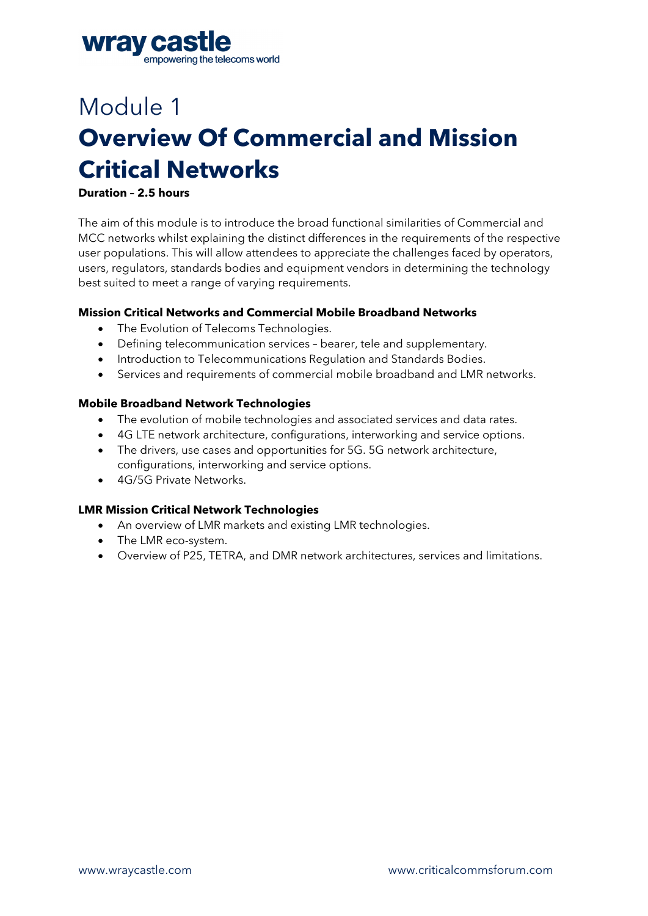# Module 1

# Overview Of Commercial and Mission Critical Networks

**Duration – 2.5 hours**

The aim of this module is to introduce the broad functional similarities of Commercial and MCC networks whilst explaining the distinct differences in the requirements of the respective user populations. This will allow attendees to appreciate the challenges faced by operators, users, regulators, standards bodies and equipment vendors in determining the technology best suited to meet a range of varying requirements.

### Mission Critical Networks and Commercial Mobile Broadband Networks

- The Evolution of Telecoms Technologies.
- Defining telecommunication services – bearer, tele and supplementary.
- Introduction to Telecommunications Regulation and Standards Bodies.
- Services and requirements of commercial mobile broadband and LMR networks.

### Mobile Broadband Network Technologies

- The evolution of mobile technologies and associated services and data rates.
- 4G LTE network architecture, configurations, interworking and service options.
- The drivers, use cases and opportunities for 5G. 5G network architecture, configurations, interworking and service options.
- 4G/5G Private Networks.

### LMR Mission Critical Network Technologies

- An overview of LMR markets and existing LMR technologies.
- The LMR eco-system.
- Overview of P25, TETRA, and DMR network architectures, services and limitations.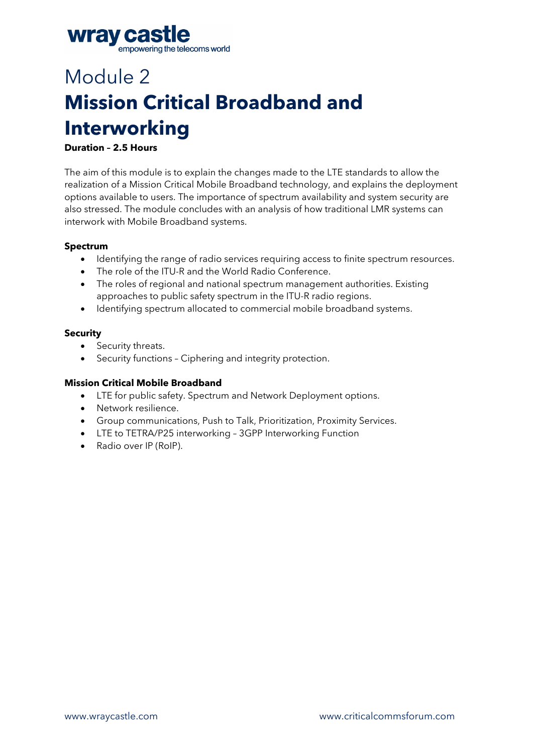# Module 2

# Mission Critical Broadband and Interworking

**Duration – 2.5 Hours**

The aim of this module is to explain the changes made to the LTE standards to allow the realization of a Mission Critical Mobile Broadband technology, and explains the deployment options available to users. The importance of spectrum availability and system security are also stressed. The module concludes with an analysis of how traditional LMR systems can interwork with Mobile Broadband systems.

**Spectrum**

- Identifying the range of radio services requiring access to finite spectrum resources.
- The role of the ITU-R and the World Radio Conference.
- The roles of regional and national spectrum management authorities. Existing approaches to public safety spectrum in the ITU-R radio regions.
- Identifying spectrum allocated to commercial mobile broadband systems.

**Security**

- Security threats.
- Security functions – Ciphering and integrity protection.

**Mission Critical Mobile Broadband**

- LTE for public safety. Spectrum and Network Deployment options.
- Network resilience.
- Group communications, Push to Talk, Prioritization, Proximity Services.
- LTE to TETRA/P25 interworking – 3GPP Interworking Function
- Radio over IP (RoIP).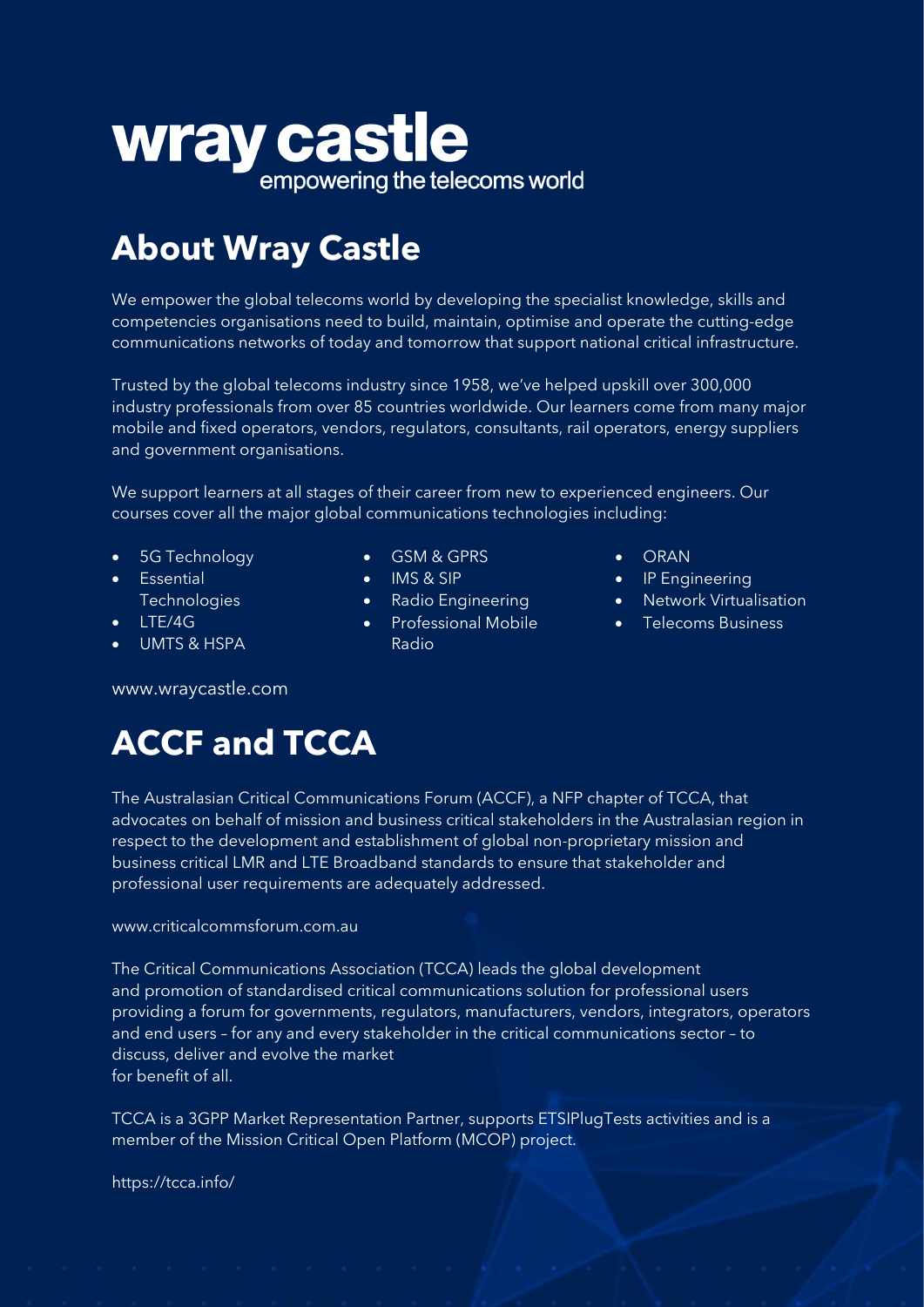**wray castle**
empowering the telecoms world

## About Wray Castle

We empower the global telecoms world by developing the specialist knowledge, skills and competencies organisations need to build, maintain, optimise and operate the cutting-edge communications networks of today and tomorrow that support national critical infrastructure.

Trusted by the global telecoms industry since 1958, we've helped upskill over 300,000 industry professionals from over 85 countries worldwide. Our learners come from many major mobile and fixed operators, vendors, regulators, consultants, rail operators, energy suppliers and government organisations.

We support learners at all stages of their career from new to experienced engineers. Our courses cover all the major global communications technologies including:

- 5G Technology
- Essential Technologies
- LTE/4G
- UMTS & HSPA
- GSM & GPRS
- IMS & SIP
- Radio Engineering
- Professional Mobile Radio
- ORAN
- IP Engineering
- Network Virtualisation
- Telecoms Business

www.wraycastle.com

## ACCF and TCCA

The Australasian Critical Communications Forum (ACCF), a NFP chapter of TCCA, that advocates on behalf of mission and business critical stakeholders in the Australasian region in respect to the development and establishment of global non-proprietary mission and business critical LMR and LTE Broadband standards to ensure that stakeholder and professional user requirements are adequately addressed.

www.criticalcommsforum.com.au

The Critical Communications Association (TCCA) leads the global development and promotion of standardised critical communications solution for professional users providing a forum for governments, regulators, manufacturers, vendors, integrators, operators and end users – for any and every stakeholder in the critical communications sector – to discuss, deliver and evolve the market for benefit of all.

TCCA is a 3GPP Market Representation Partner, supports ETSIPlugTests activities and is a member of the Mission Critical Open Platform (MCOP) project.

https://tcca.info/